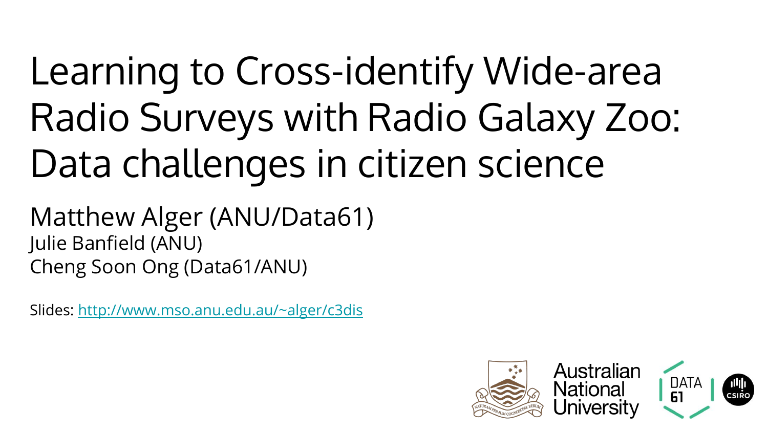# Learning to Cross-identify Wide-area Radio Surveys with Radio Galaxy Zoo: Data challenges in citizen science

Matthew Alger (ANU/Data61)

Julie Banfield (ANU)

Cheng Soon Ong (Data61/ANU)

Slides: http://www.mso.anu.edu.au/~alger/c3dis

Australian National University

DATA 61

CSIRO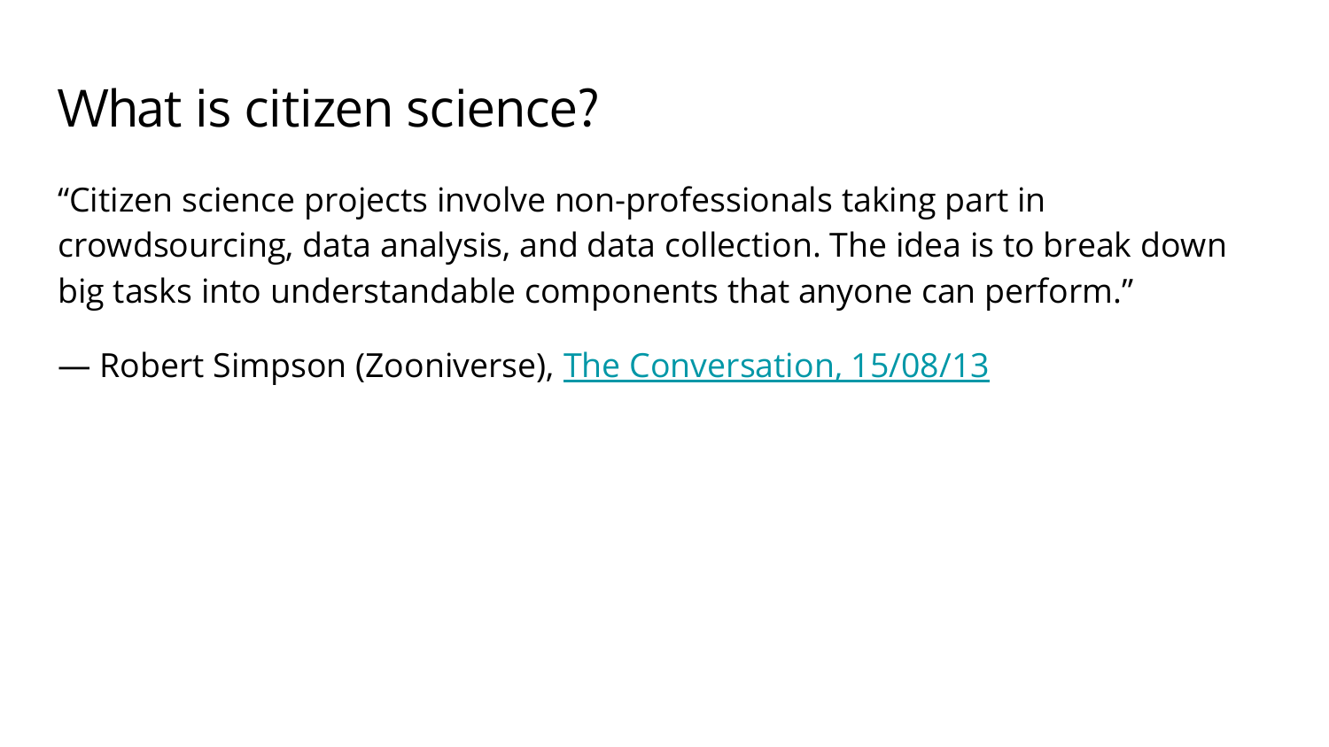# What is citizen science?

“Citizen science projects involve non-professionals taking part in crowdsourcing, data analysis, and data collection. The idea is to break down big tasks into understandable components that anyone can perform.”

— Robert Simpson (Zooniverse), The Conversation, 15/08/13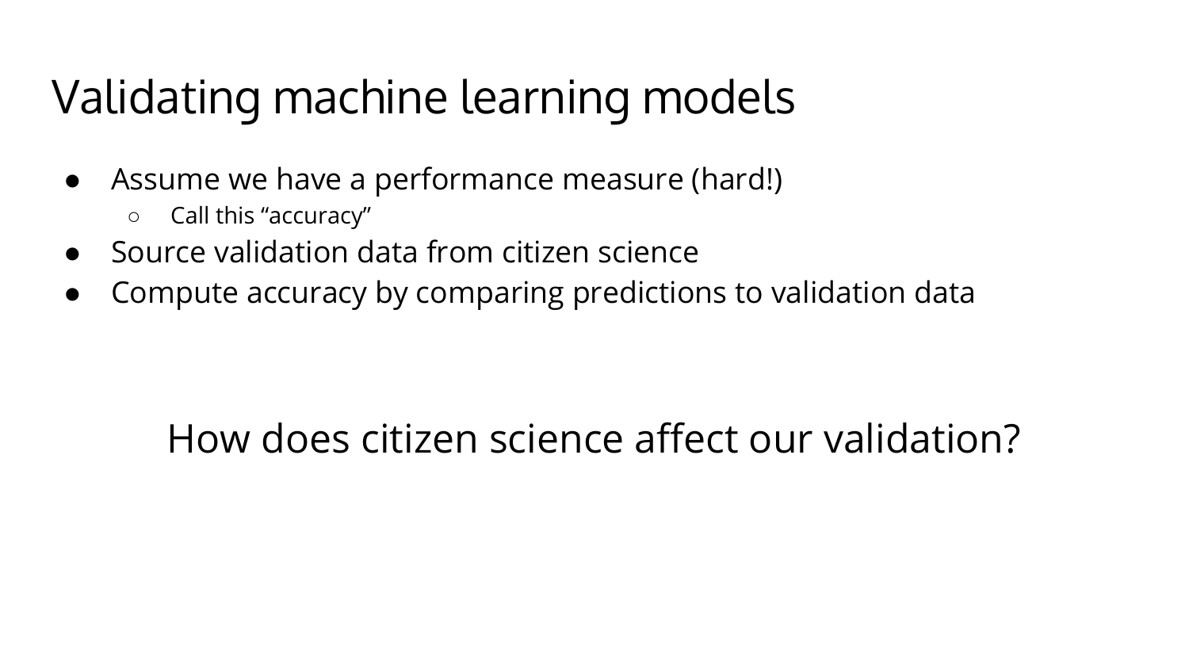# Validating machine learning models

- Assume we have a performance measure (hard!)
  - Call this “accuracy”
- Source validation data from citizen science
- Compute accuracy by comparing predictions to validation data

How does citizen science affect our validation?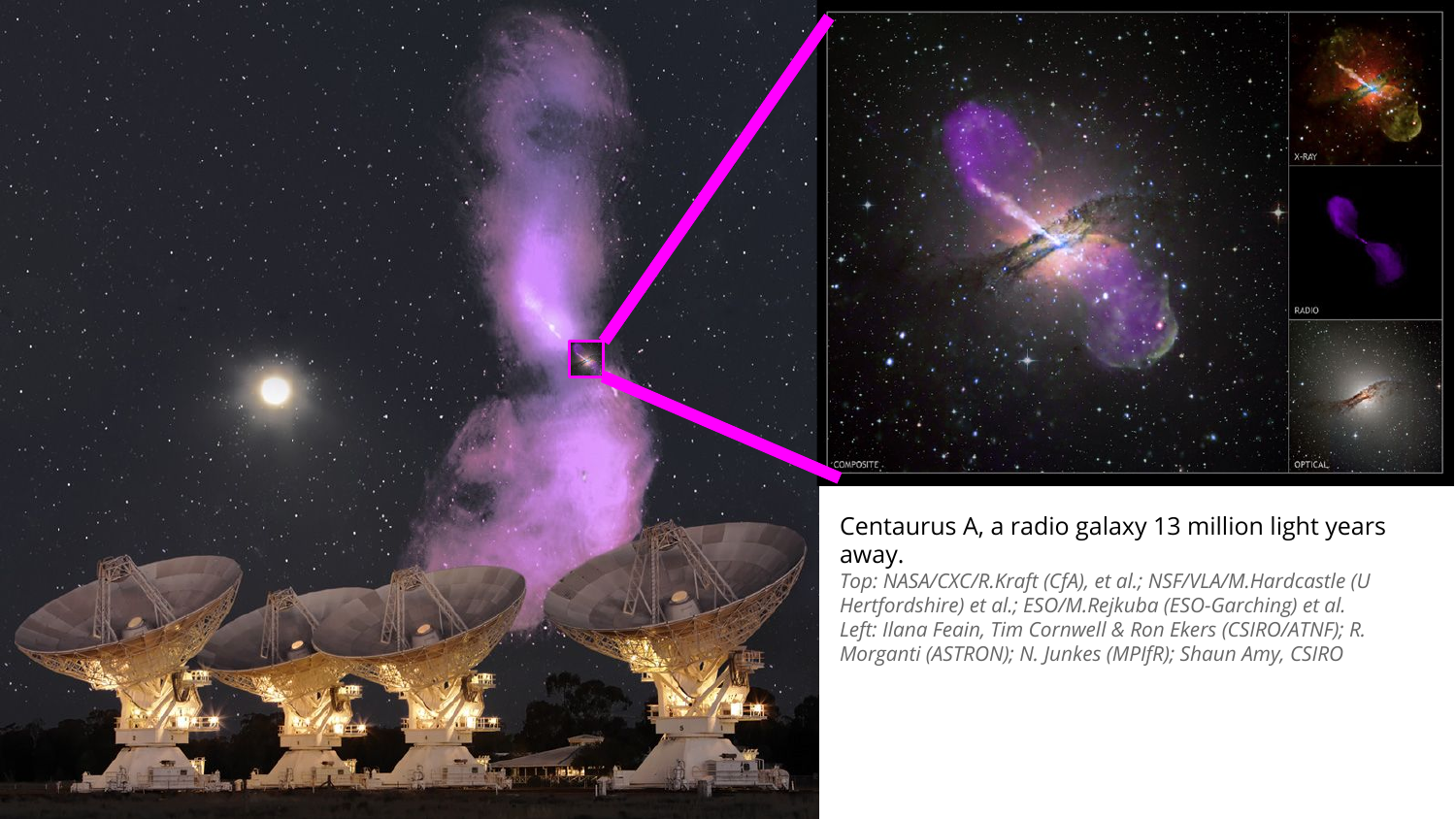Centaurus A, a radio galaxy 13 million light years away.

*Top: NASA/CXC/R.Kraft (CfA), et al.; NSF/VLA/M.Hardcastle (U Hertfordshire) et al.; ESO/M.Rejkuba (ESO-Garching) et al.*
*Left: Ilana Feain, Tim Cornwell & Ron Ekers (CSIRO/ATNF); R. Morganti (ASTRON); N. Junkes (MPIfR); Shaun Amy, CSIRO*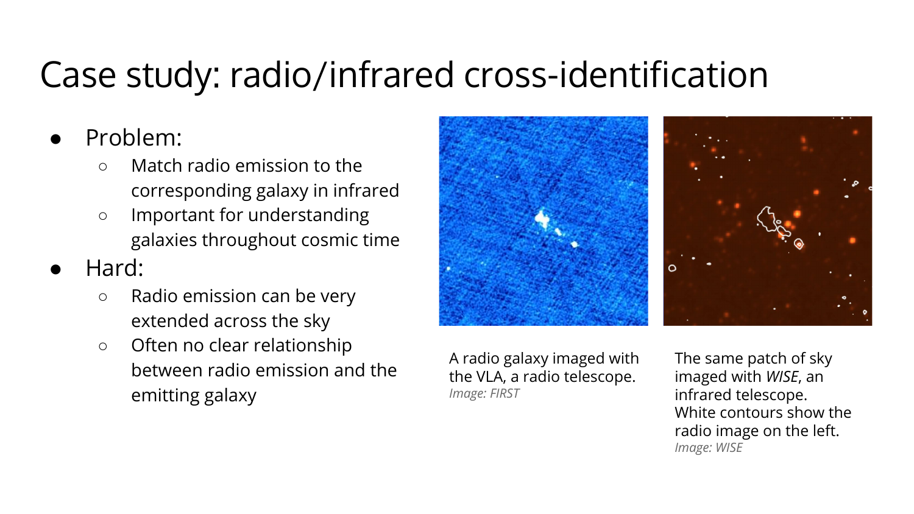# Case study: radio/infrared cross-identification

- Problem:
  - Match radio emission to the corresponding galaxy in infrared
  - Important for understanding galaxies throughout cosmic time
- Hard:
  - Radio emission can be very extended across the sky
  - Often no clear relationship between radio emission and the emitting galaxy

A radio galaxy imaged with the VLA, a radio telescope.
*Image: FIRST*

The same patch of sky imaged with *WISE*, an infrared telescope. White contours show the radio image on the left.
*Image: WISE*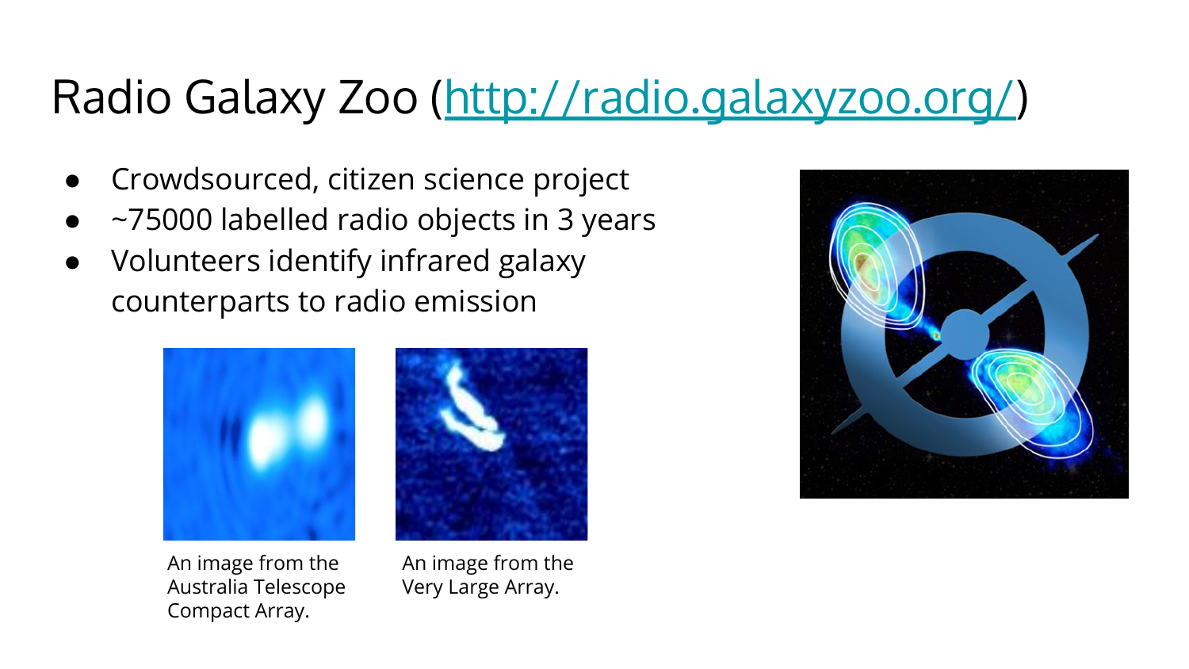# Radio Galaxy Zoo ([http://radio.galaxyzoo.org/](http://radio.galaxyzoo.org/))

- Crowdsourced, citizen science project
- ~75000 labelled radio objects in 3 years
- Volunteers identify infrared galaxy counterparts to radio emission

An image from the Australia Telescope Compact Array.

An image from the Very Large Array.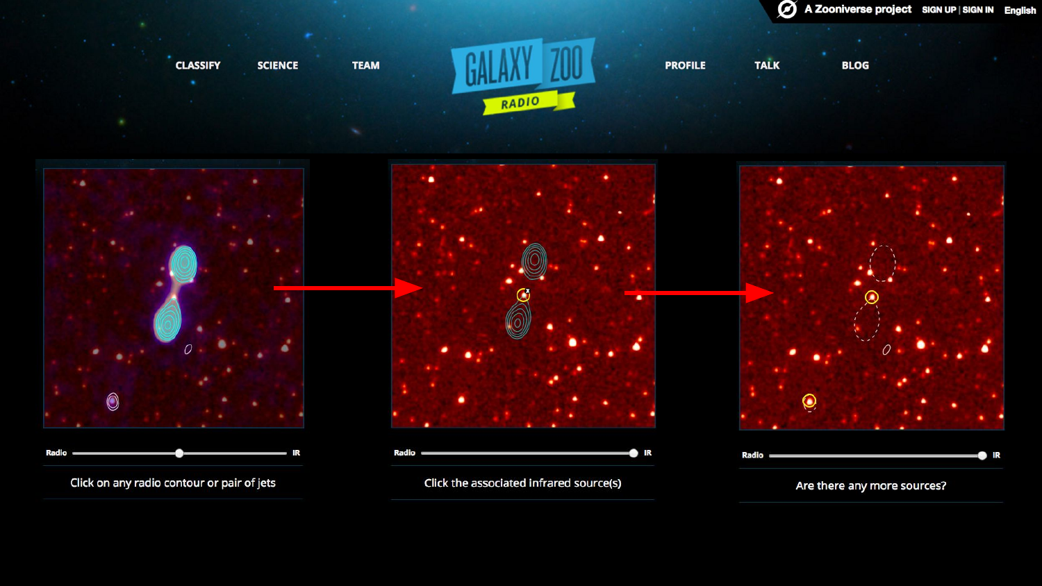A Zooniverse project SIGN UP | SIGN IN English

CLASSIFY SCIENCE TEAM GALAXY ZOO RADIO PROFILE TALK BLOG

Radio IR

Click on any radio contour or pair of jets

Radio IR

Click the associated infrared source(s)

Radio IR

Are there any more sources?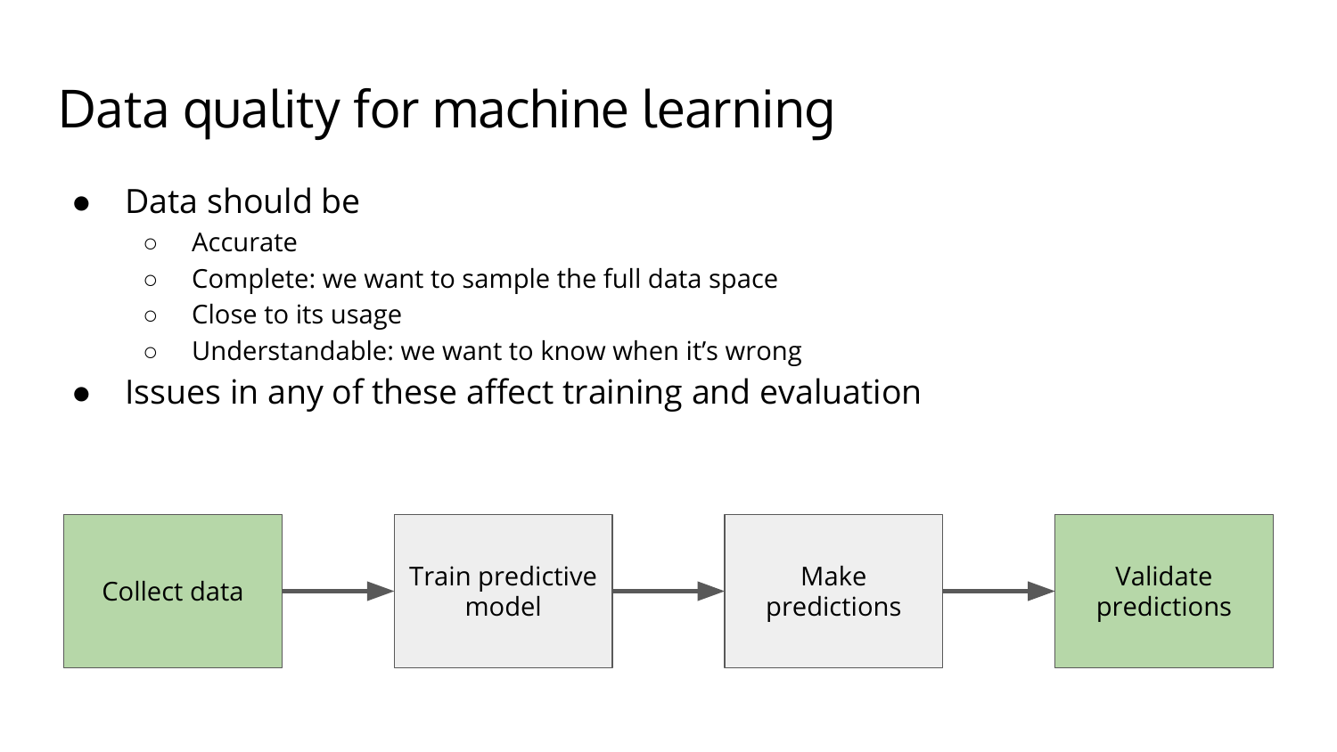# Data quality for machine learning

- Data should be
  - Accurate
  - Complete: we want to sample the full data space
  - Close to its usage
  - Understandable: we want to know when it's wrong
- Issues in any of these affect training and evaluation

Collect data → Train predictive model → Make predictions → Validate predictions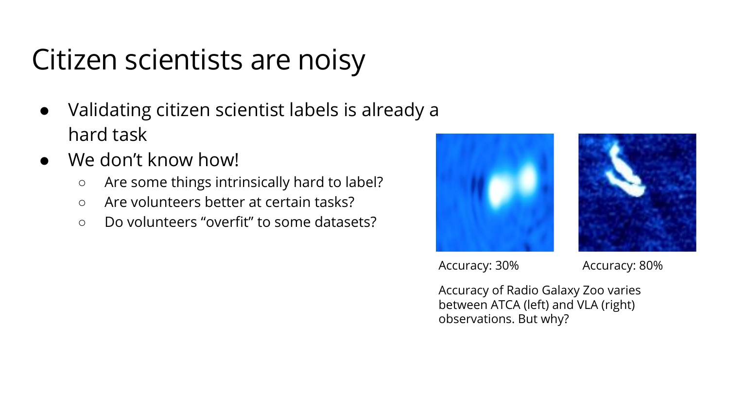# Citizen scientists are noisy

- Validating citizen scientist labels is already a hard task
- We don't know how!
  - Are some things intrinsically hard to label?
  - Are volunteers better at certain tasks?
  - Do volunteers "overfit" to some datasets?

Accuracy: 30%

Accuracy: 80%

Accuracy of Radio Galaxy Zoo varies between ATCA (left) and VLA (right) observations. But why?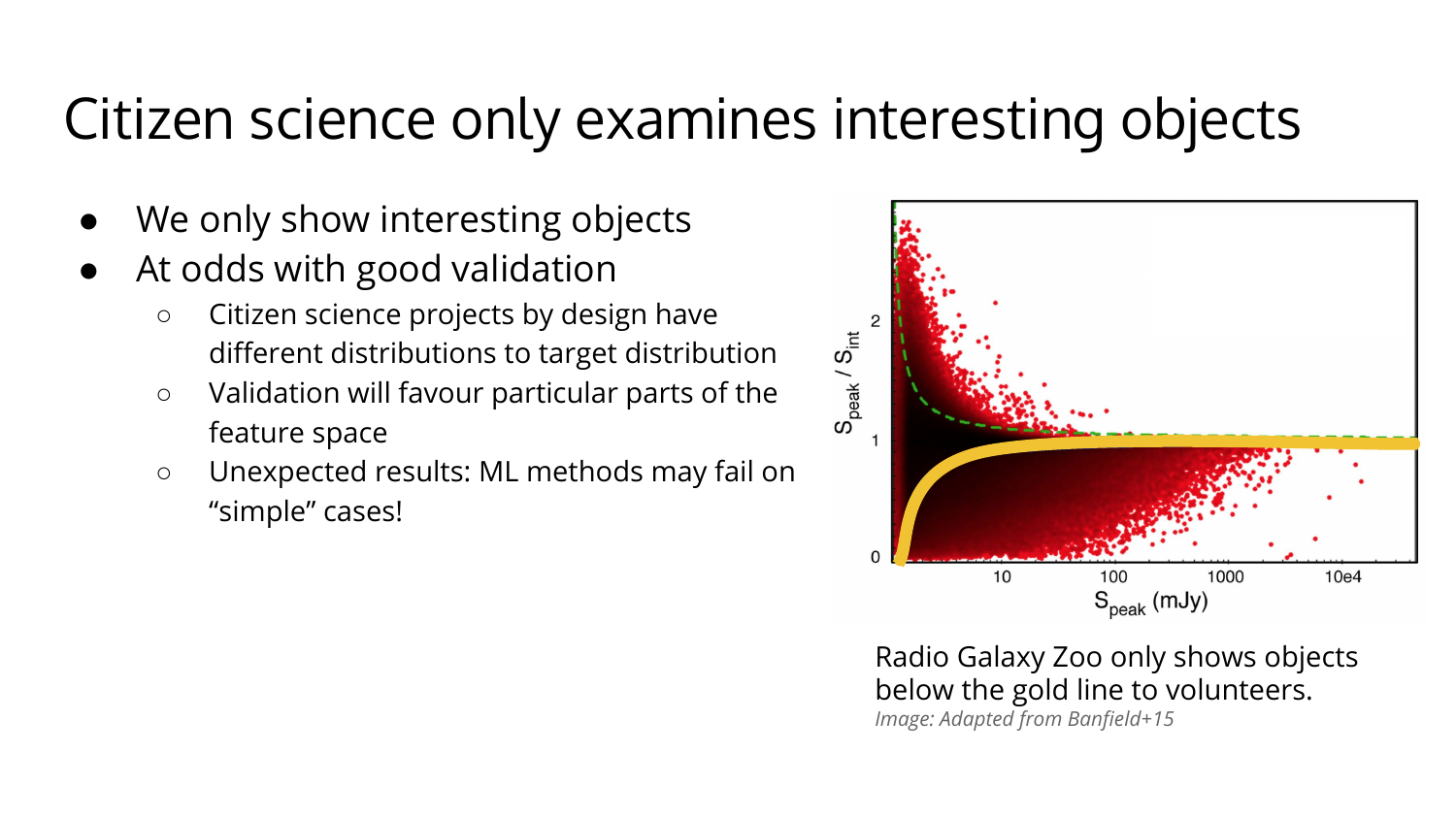# Citizen science only examines interesting objects

- We only show interesting objects
- At odds with good validation
  - Citizen science projects by design have different distributions to target distribution
  - Validation will favour particular parts of the feature space
  - Unexpected results: ML methods may fail on "simple" cases!

Radio Galaxy Zoo only shows objects below the gold line to volunteers.

*Image: Adapted from Banfield+15*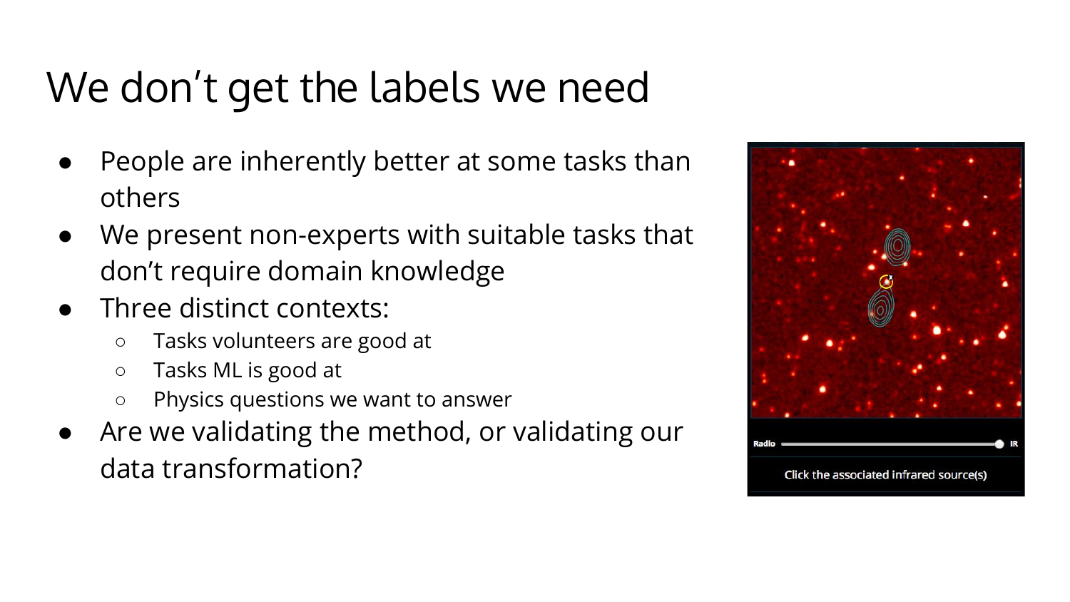# We don't get the labels we need

- People are inherently better at some tasks than others
- We present non-experts with suitable tasks that don't require domain knowledge
- Three distinct contexts:
  - Tasks volunteers are good at
  - Tasks ML is good at
  - Physics questions we want to answer
- Are we validating the method, or validating our data transformation?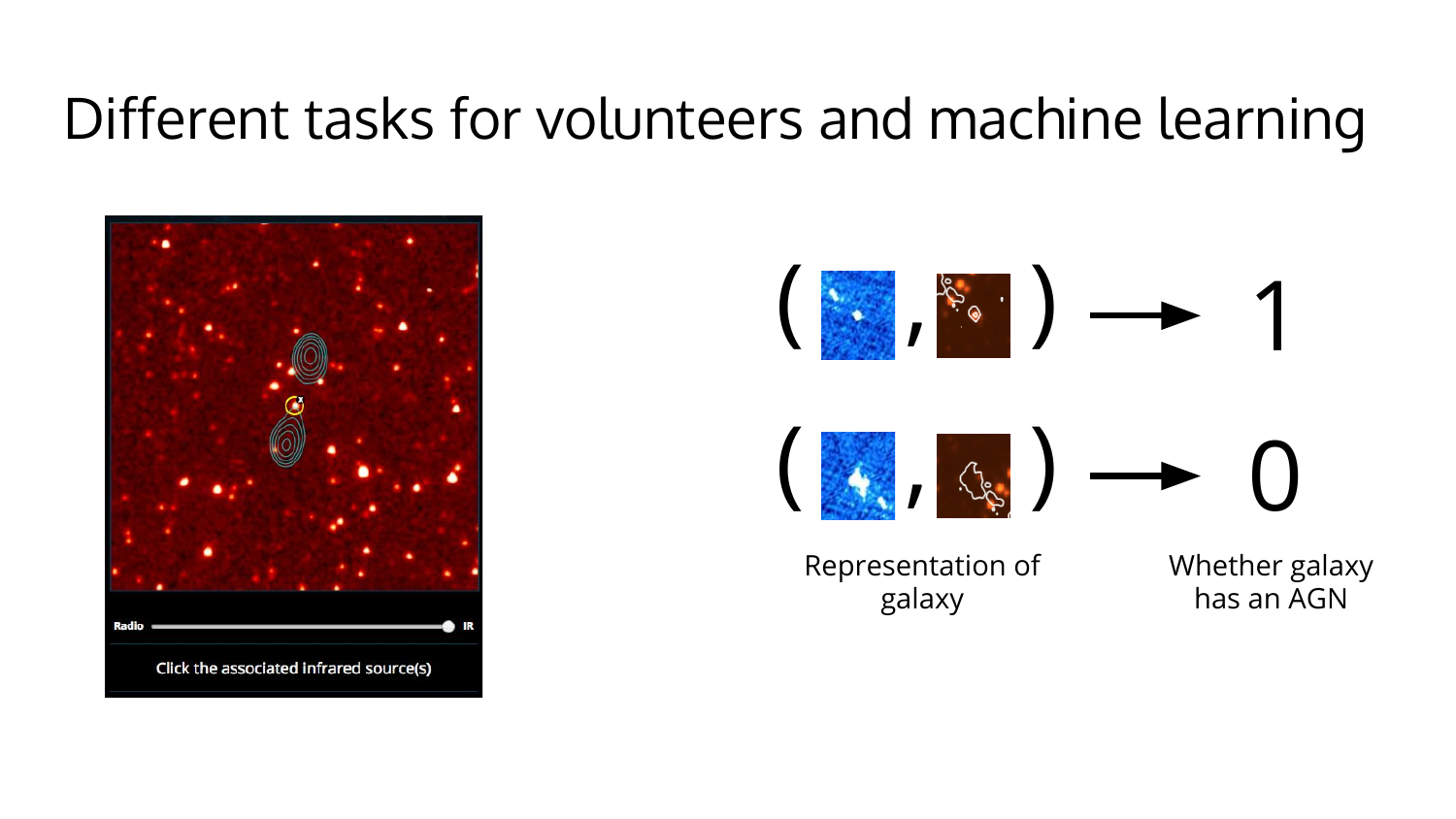# Different tasks for volunteers and machine learning

Radio IR

Click the associated infrared source(s)

( , ) → 1

( , ) → 0

Representation of galaxy

Whether galaxy has an AGN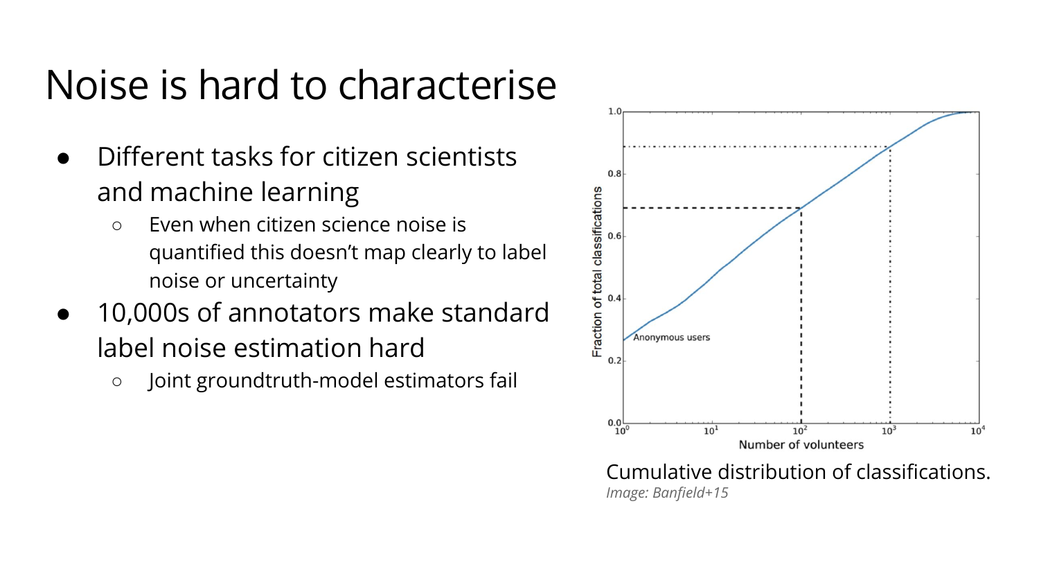# Noise is hard to characterise

- Different tasks for citizen scientists and machine learning
  - Even when citizen science noise is quantified this doesn't map clearly to label noise or uncertainty
- 10,000s of annotators make standard label noise estimation hard
  - Joint groundtruth-model estimators fail

Cumulative distribution of classifications.

*Image: Banfield+15*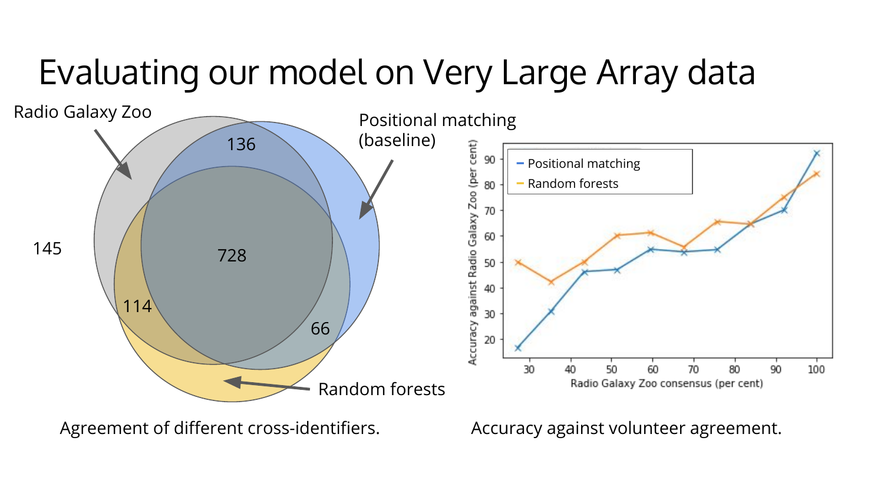# Evaluating our model on Very Large Array data

Radio Galaxy Zoo

Positional matching (baseline)

136

145

728

114

66

Random forests

Agreement of different cross-identifiers.

Accuracy against volunteer agreement.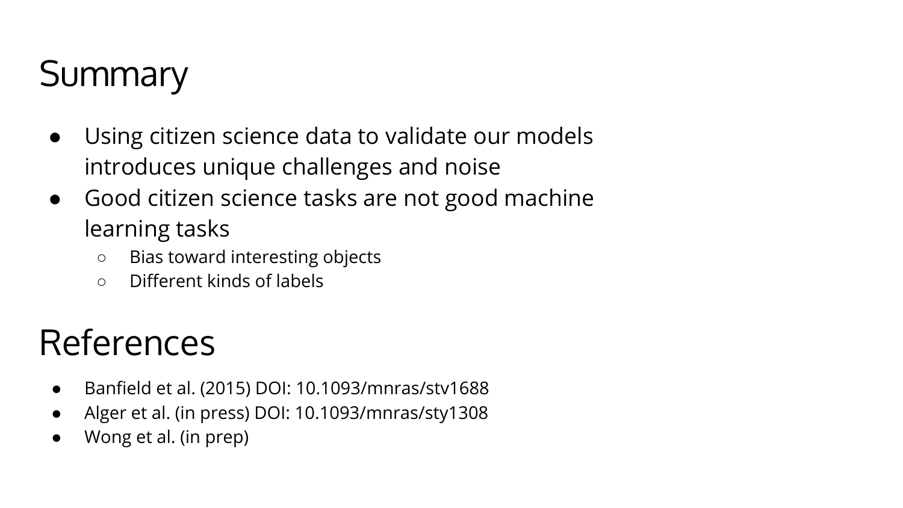# Summary

- Using citizen science data to validate our models introduces unique challenges and noise
- Good citizen science tasks are not good machine learning tasks
    - Bias toward interesting objects
    - Different kinds of labels

# References

- Banfield et al. (2015) DOI: 10.1093/mnras/stv1688
- Alger et al. (in press) DOI: 10.1093/mnras/sty1308
- Wong et al. (in prep)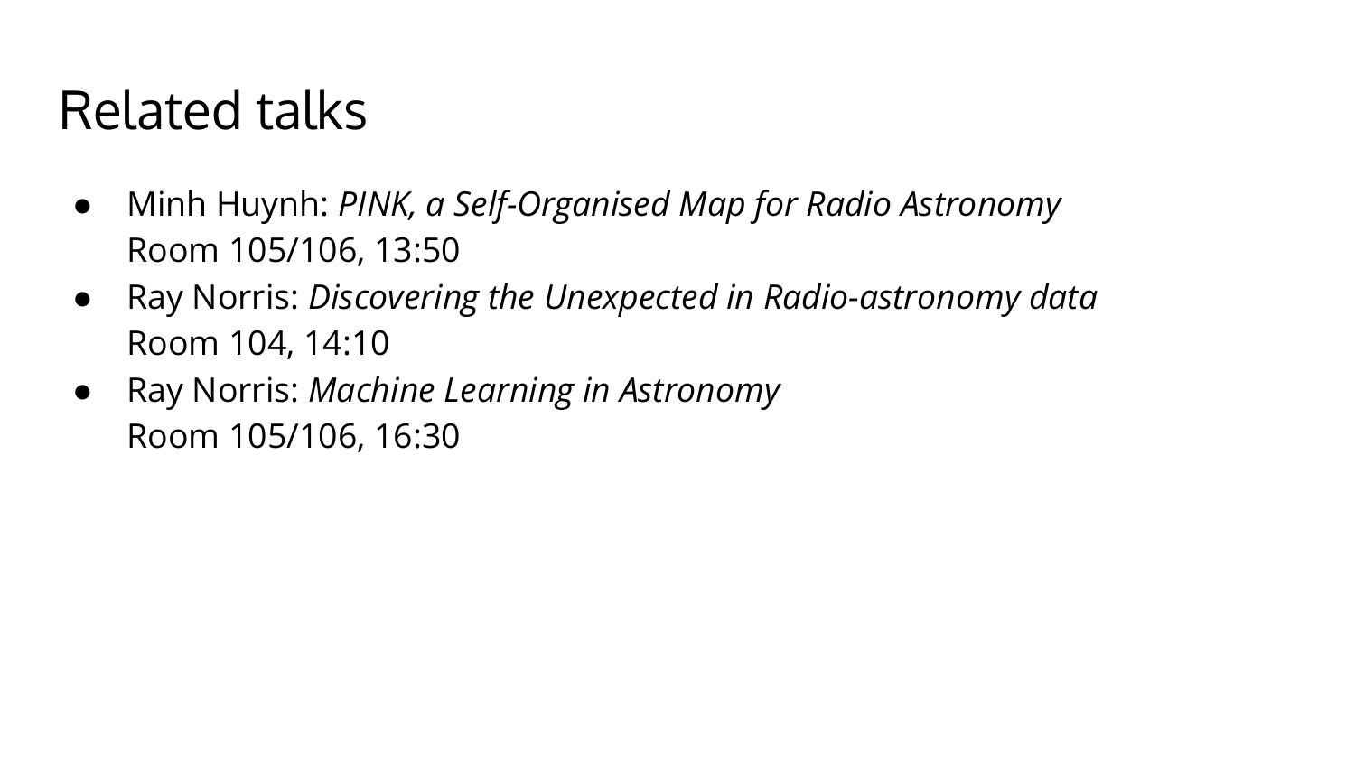# Related talks

- Minh Huynh: *PINK, a Self-Organised Map for Radio Astronomy*
  Room 105/106, 13:50
- Ray Norris: *Discovering the Unexpected in Radio-astronomy data*
  Room 104, 14:10
- Ray Norris: *Machine Learning in Astronomy*
  Room 105/106, 16:30